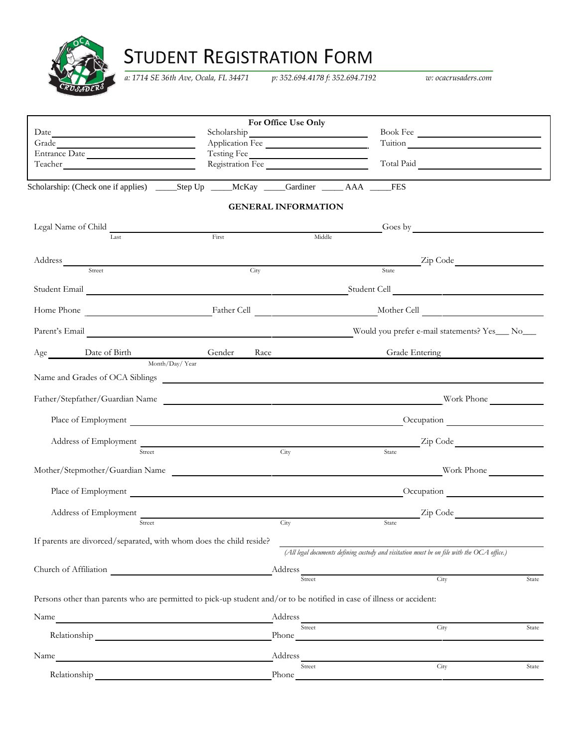# STUDENT REGISTRATION FORM

*a: 1714 SE 36th Ave, Ocala, FL 34471* *p: 352.694.4178 f: 352.694.7192* *w: ocacrusaders.com*

**For Office Use Only**

| | | |
|---|---|---|
| Date ____ | Scholarship ____ | Book Fee ____ |
| Grade ____ | Application Fee ____ | Tuition ____ |
| Entrance Date ____ | Testing Fee ____ | |
| Teacher ____ | Registration Fee ____ | Total Paid ____ |

Scholarship: (Check one if applies) _____Step Up _____McKay _____Gardiner _____ AAA _____FES

**GENERAL INFORMATION**

Legal Name of Child ____________________ (Last) ____________________ (First) ____________________ (Middle) Goes by ____________________

Address ____________________ (Street) ____________________ (City) ____________________ (State) Zip Code ____________________

Student Email ____________________ Student Cell ____________________

Home Phone ____________________ Father Cell ____________________ Mother Cell ____________________

Parent's Email ____________________ Would you prefer e-mail statements? Yes___ No___

Age ______ Date of Birth ______ (Month/Day/ Year) Gender ______ Race ______ Grade Entering ______

Name and Grades of OCA Siblings ____________________

Father/Stepfather/Guardian Name ____________________ Work Phone ____________________

Place of Employment ____________________ Occupation ____________________

Address of Employment ____________________ (Street) ____________________ (City) ____________________ (State) Zip Code ____________________

Mother/Stepmother/Guardian Name ____________________ Work Phone ____________________

Place of Employment ____________________ Occupation ____________________

Address of Employment ____________________ (Street) ____________________ (City) ____________________ (State) Zip Code ____________________

If parents are divorced/separated, with whom does the child reside? ____________________

*(All legal documents defining custody and visitation must be on file with the OCA office.)*

Church of Affiliation ____________________ Address ____________________ (Street) ____________________ (City) ____________________ (State)

Persons other than parents who are permitted to pick-up student and/or to be notified in case of illness or accident:

Name ____________________ Address ____________________ (Street) ____________________ (City) ____________________ (State)

Relationship ____________________ Phone ____________________

Name ____________________ Address ____________________ (Street) ____________________ (City) ____________________ (State)

Relationship ____________________ Phone ____________________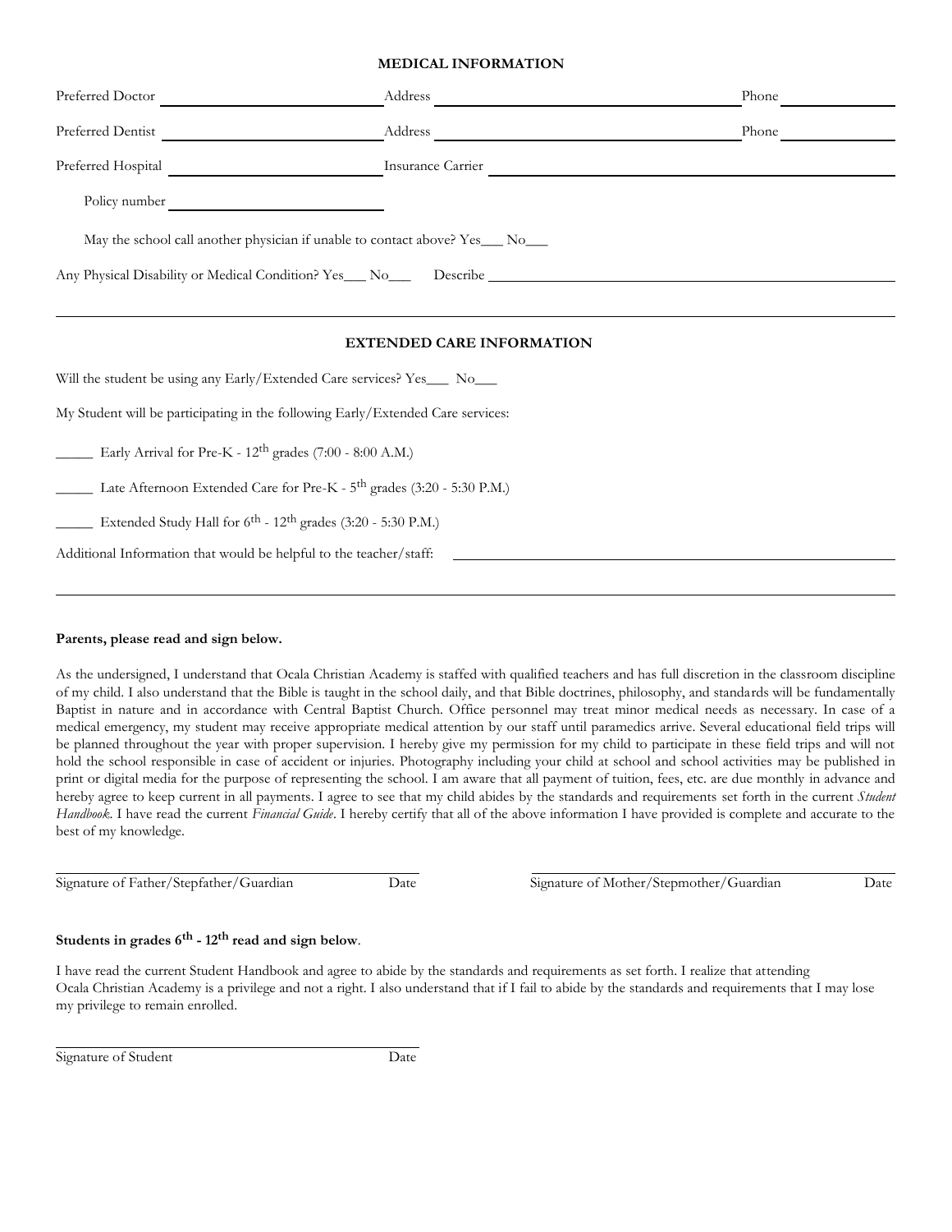## MEDICAL INFORMATION

Preferred Doctor ______________________ Address ______________________ Phone ____________

Preferred Dentist ______________________ Address ______________________ Phone ____________

Preferred Hospital ______________________ Insurance Carrier ______________________

Policy number ______________________

May the school call another physician if unable to contact above? Yes___ No___

Any Physical Disability or Medical Condition? Yes___ No___ Describe ______________________

______________________________________________________________________

## EXTENDED CARE INFORMATION

Will the student be using any Early/Extended Care services? Yes___ No___

My Student will be participating in the following Early/Extended Care services:

_____ Early Arrival for Pre-K - 12th grades (7:00 - 8:00 A.M.)

_____ Late Afternoon Extended Care for Pre-K - 5th grades (3:20 - 5:30 P.M.)

_____ Extended Study Hall for 6th - 12th grades (3:20 - 5:30 P.M.)

Additional Information that would be helpful to the teacher/staff: ______________________

______________________________________________________________________

**Parents, please read and sign below.**

As the undersigned, I understand that Ocala Christian Academy is staffed with qualified teachers and has full discretion in the classroom discipline of my child. I also understand that the Bible is taught in the school daily, and that Bible doctrines, philosophy, and standards will be fundamentally Baptist in nature and in accordance with Central Baptist Church. Office personnel may treat minor medical needs as necessary. In case of a medical emergency, my student may receive appropriate medical attention by our staff until paramedics arrive. Several educational field trips will be planned throughout the year with proper supervision. I hereby give my permission for my child to participate in these field trips and will not hold the school responsible in case of accident or injuries. Photography including your child at school and school activities may be published in print or digital media for the purpose of representing the school. I am aware that all payment of tuition, fees, etc. are due monthly in advance and hereby agree to keep current in all payments. I agree to see that my child abides by the standards and requirements set forth in the current *Student Handbook*. I have read the current *Financial Guide*. I hereby certify that all of the above information I have provided is complete and accurate to the best of my knowledge.

______________________________________ ____________________________________

Signature of Father/Stepfather/Guardian Date Signature of Mother/Stepmother/Guardian Date

**Students in grades 6th - 12th read and sign below**.

I have read the current Student Handbook and agree to abide by the standards and requirements as set forth. I realize that attending Ocala Christian Academy is a privilege and not a right. I also understand that if I fail to abide by the standards and requirements that I may lose my privilege to remain enrolled.

______________________________________

Signature of Student Date